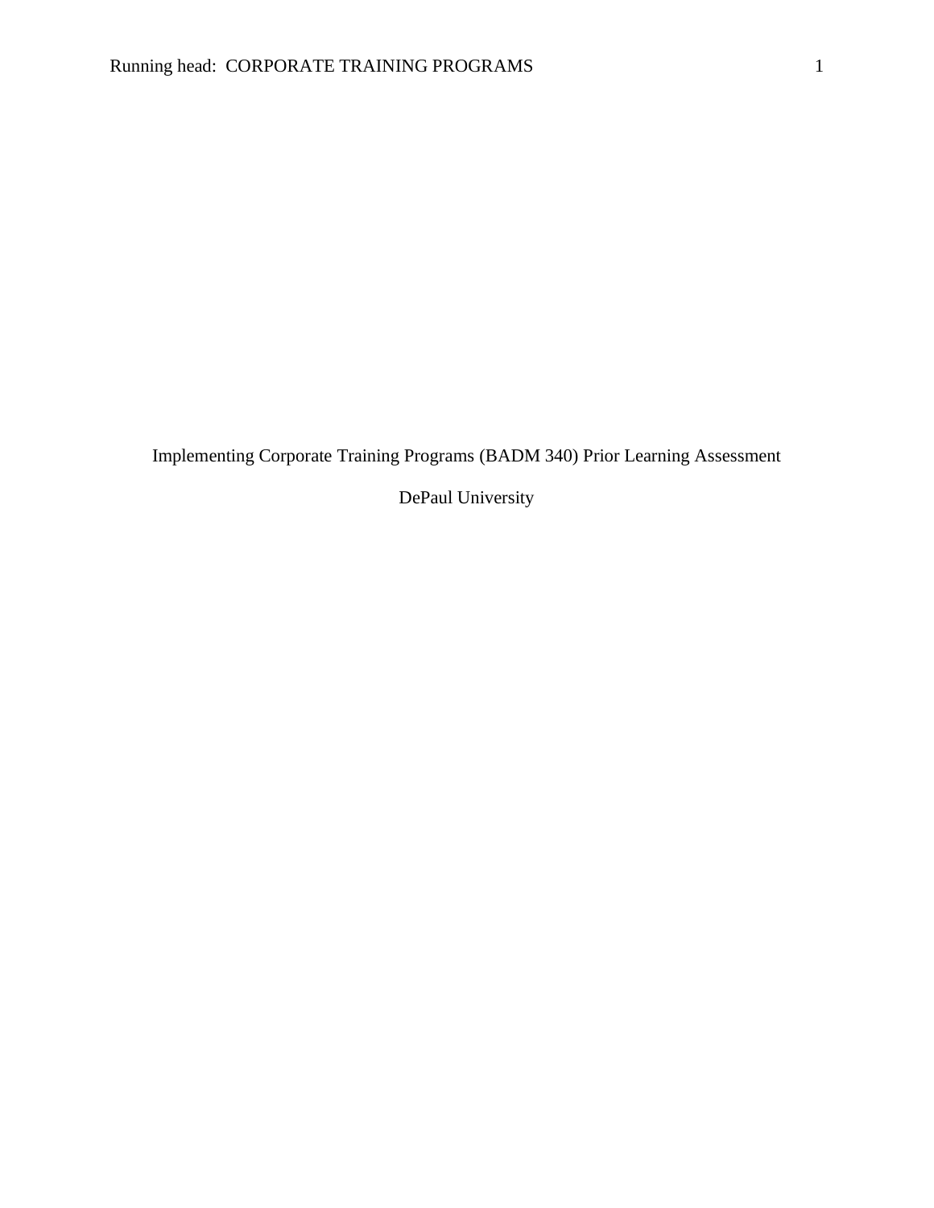Implementing Corporate Training Programs (BADM 340) Prior Learning Assessment

DePaul University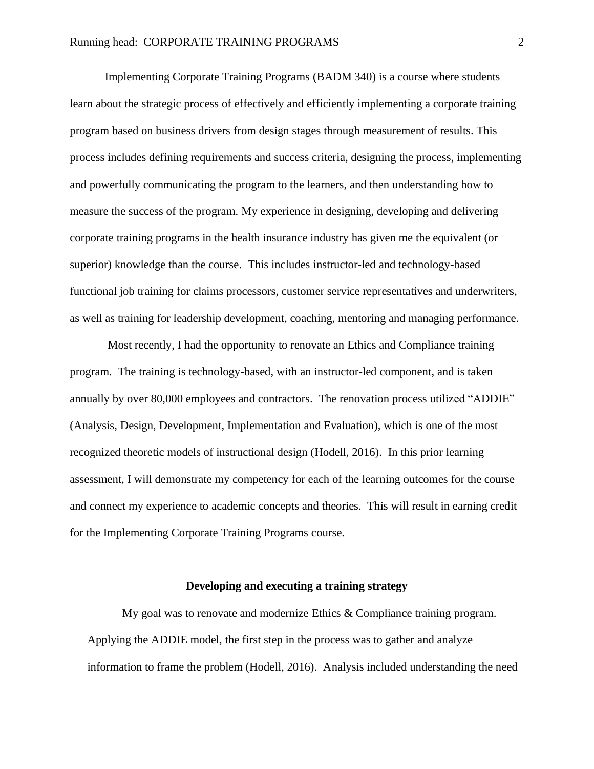Implementing Corporate Training Programs (BADM 340) is a course where students learn about the strategic process of effectively and efficiently implementing a corporate training program based on business drivers from design stages through measurement of results. This process includes defining requirements and success criteria, designing the process, implementing and powerfully communicating the program to the learners, and then understanding how to measure the success of the program. My experience in designing, developing and delivering corporate training programs in the health insurance industry has given me the equivalent (or superior) knowledge than the course. This includes instructor-led and technology-based functional job training for claims processors, customer service representatives and underwriters, as well as training for leadership development, coaching, mentoring and managing performance.

Most recently, I had the opportunity to renovate an Ethics and Compliance training program. The training is technology-based, with an instructor-led component, and is taken annually by over 80,000 employees and contractors. The renovation process utilized "ADDIE" (Analysis, Design, Development, Implementation and Evaluation), which is one of the most recognized theoretic models of instructional design (Hodell, 2016). In this prior learning assessment, I will demonstrate my competency for each of the learning outcomes for the course and connect my experience to academic concepts and theories. This will result in earning credit for the Implementing Corporate Training Programs course.

## Developing and executing a training strategy

My goal was to renovate and modernize Ethics & Compliance training program. Applying the ADDIE model, the first step in the process was to gather and analyze information to frame the problem (Hodell, 2016). Analysis included understanding the need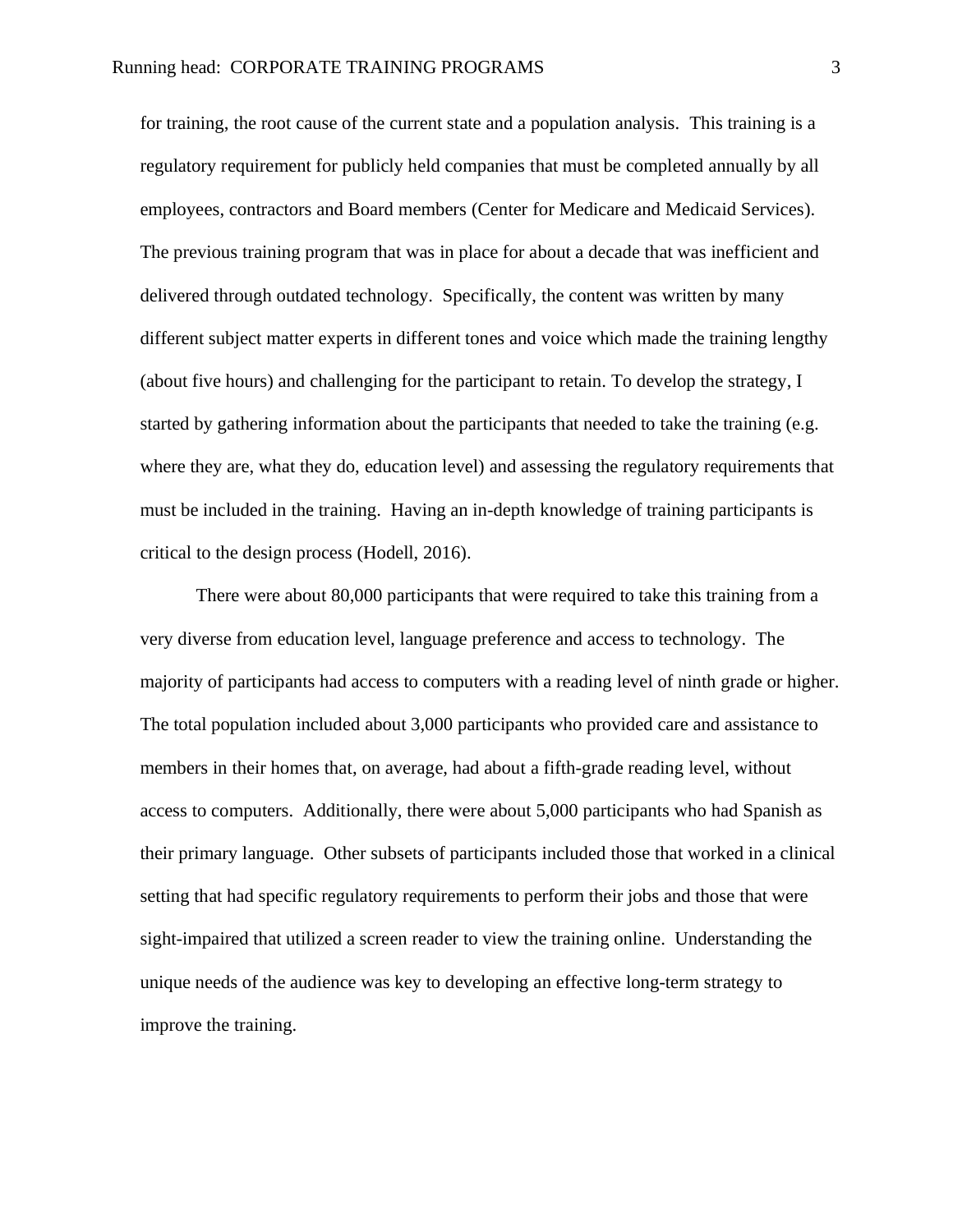for training, the root cause of the current state and a population analysis. This training is a regulatory requirement for publicly held companies that must be completed annually by all employees, contractors and Board members (Center for Medicare and Medicaid Services). The previous training program that was in place for about a decade that was inefficient and delivered through outdated technology. Specifically, the content was written by many different subject matter experts in different tones and voice which made the training lengthy (about five hours) and challenging for the participant to retain. To develop the strategy, I started by gathering information about the participants that needed to take the training (e.g. where they are, what they do, education level) and assessing the regulatory requirements that must be included in the training. Having an in-depth knowledge of training participants is critical to the design process (Hodell, 2016).

There were about 80,000 participants that were required to take this training from a very diverse from education level, language preference and access to technology. The majority of participants had access to computers with a reading level of ninth grade or higher. The total population included about 3,000 participants who provided care and assistance to members in their homes that, on average, had about a fifth-grade reading level, without access to computers. Additionally, there were about 5,000 participants who had Spanish as their primary language. Other subsets of participants included those that worked in a clinical setting that had specific regulatory requirements to perform their jobs and those that were sight-impaired that utilized a screen reader to view the training online. Understanding the unique needs of the audience was key to developing an effective long-term strategy to improve the training.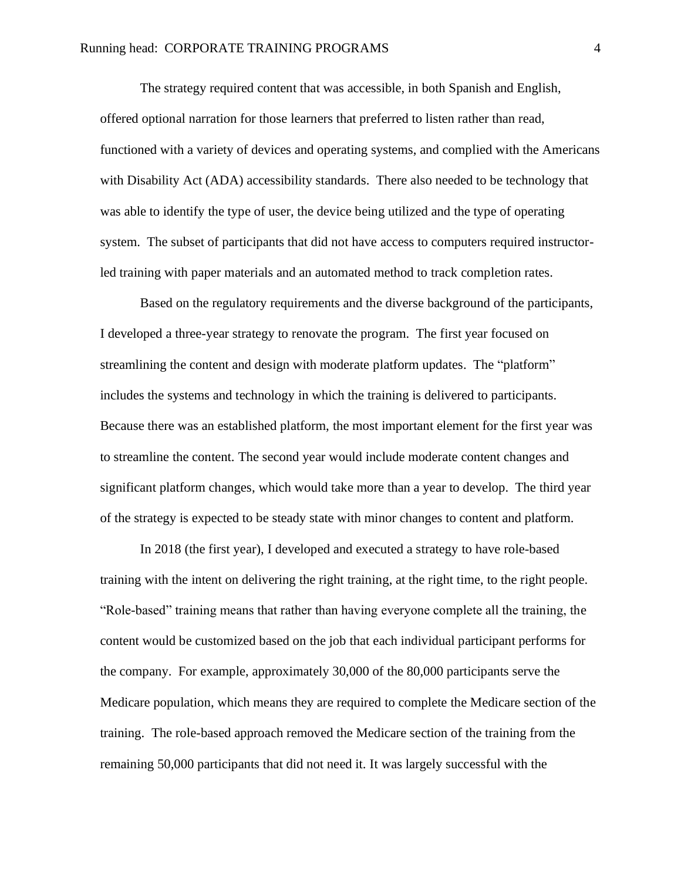The strategy required content that was accessible, in both Spanish and English, offered optional narration for those learners that preferred to listen rather than read, functioned with a variety of devices and operating systems, and complied with the Americans with Disability Act (ADA) accessibility standards. There also needed to be technology that was able to identify the type of user, the device being utilized and the type of operating system. The subset of participants that did not have access to computers required instructor-led training with paper materials and an automated method to track completion rates.

Based on the regulatory requirements and the diverse background of the participants, I developed a three-year strategy to renovate the program. The first year focused on streamlining the content and design with moderate platform updates. The "platform" includes the systems and technology in which the training is delivered to participants. Because there was an established platform, the most important element for the first year was to streamline the content. The second year would include moderate content changes and significant platform changes, which would take more than a year to develop. The third year of the strategy is expected to be steady state with minor changes to content and platform.

In 2018 (the first year), I developed and executed a strategy to have role-based training with the intent on delivering the right training, at the right time, to the right people. "Role-based" training means that rather than having everyone complete all the training, the content would be customized based on the job that each individual participant performs for the company. For example, approximately 30,000 of the 80,000 participants serve the Medicare population, which means they are required to complete the Medicare section of the training. The role-based approach removed the Medicare section of the training from the remaining 50,000 participants that did not need it. It was largely successful with the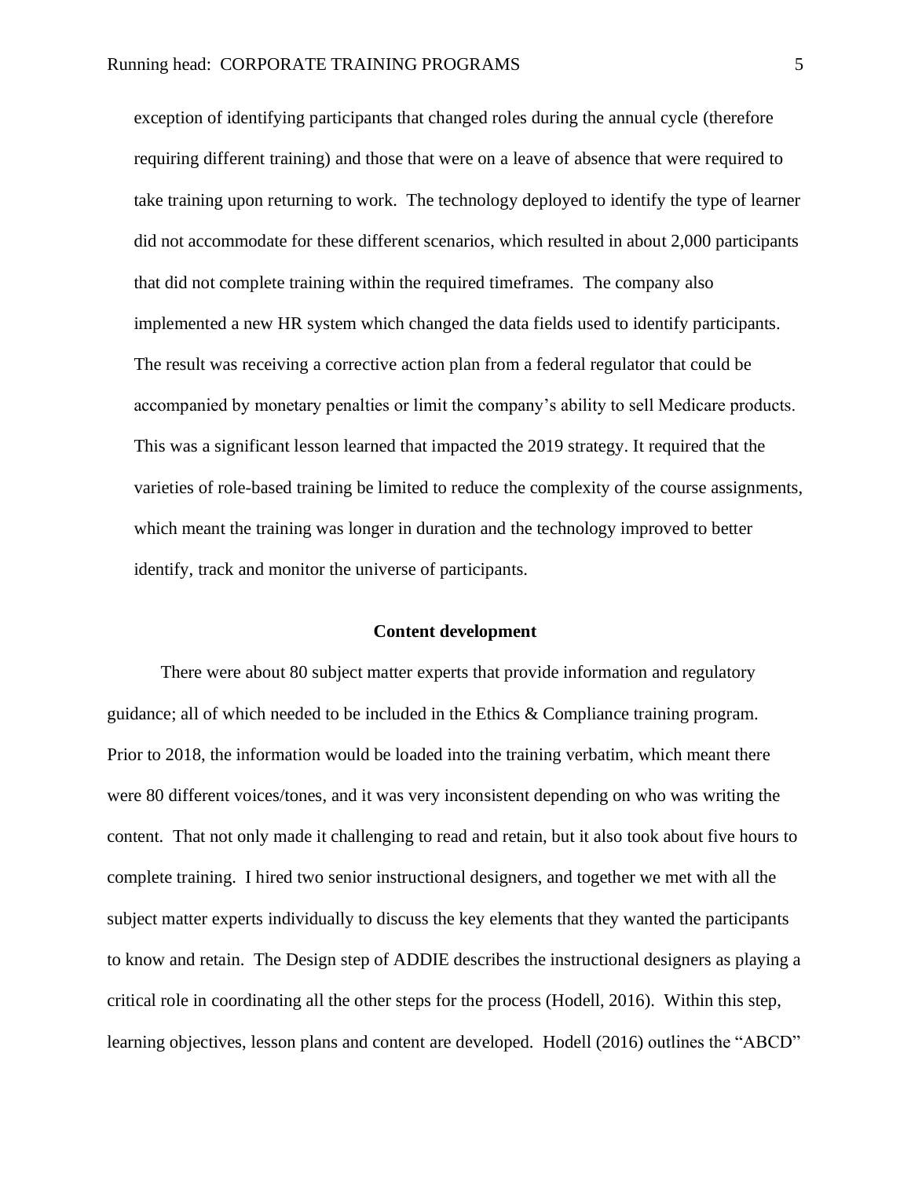exception of identifying participants that changed roles during the annual cycle (therefore requiring different training) and those that were on a leave of absence that were required to take training upon returning to work. The technology deployed to identify the type of learner did not accommodate for these different scenarios, which resulted in about 2,000 participants that did not complete training within the required timeframes. The company also implemented a new HR system which changed the data fields used to identify participants. The result was receiving a corrective action plan from a federal regulator that could be accompanied by monetary penalties or limit the company's ability to sell Medicare products. This was a significant lesson learned that impacted the 2019 strategy. It required that the varieties of role-based training be limited to reduce the complexity of the course assignments, which meant the training was longer in duration and the technology improved to better identify, track and monitor the universe of participants.

## Content development

There were about 80 subject matter experts that provide information and regulatory guidance; all of which needed to be included in the Ethics & Compliance training program. Prior to 2018, the information would be loaded into the training verbatim, which meant there were 80 different voices/tones, and it was very inconsistent depending on who was writing the content. That not only made it challenging to read and retain, but it also took about five hours to complete training. I hired two senior instructional designers, and together we met with all the subject matter experts individually to discuss the key elements that they wanted the participants to know and retain. The Design step of ADDIE describes the instructional designers as playing a critical role in coordinating all the other steps for the process (Hodell, 2016). Within this step, learning objectives, lesson plans and content are developed. Hodell (2016) outlines the "ABCD"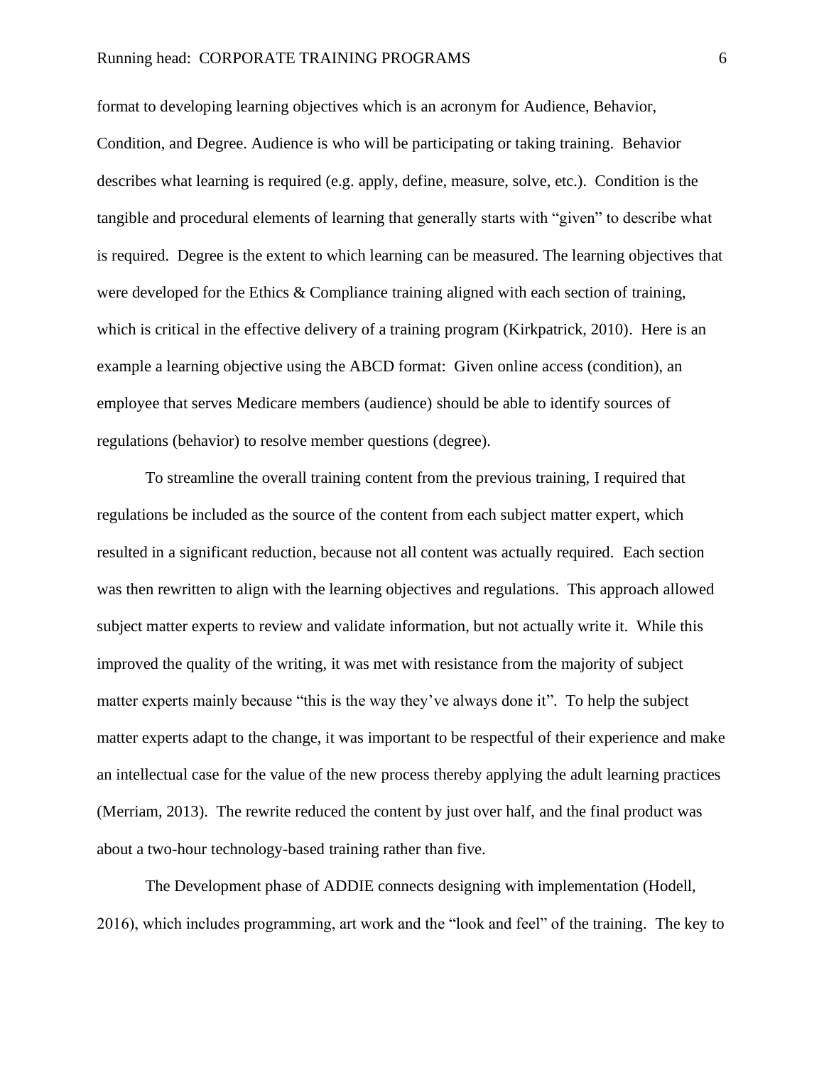format to developing learning objectives which is an acronym for Audience, Behavior, Condition, and Degree. Audience is who will be participating or taking training. Behavior describes what learning is required (e.g. apply, define, measure, solve, etc.). Condition is the tangible and procedural elements of learning that generally starts with "given" to describe what is required. Degree is the extent to which learning can be measured. The learning objectives that were developed for the Ethics & Compliance training aligned with each section of training, which is critical in the effective delivery of a training program (Kirkpatrick, 2010). Here is an example a learning objective using the ABCD format: Given online access (condition), an employee that serves Medicare members (audience) should be able to identify sources of regulations (behavior) to resolve member questions (degree).

To streamline the overall training content from the previous training, I required that regulations be included as the source of the content from each subject matter expert, which resulted in a significant reduction, because not all content was actually required. Each section was then rewritten to align with the learning objectives and regulations. This approach allowed subject matter experts to review and validate information, but not actually write it. While this improved the quality of the writing, it was met with resistance from the majority of subject matter experts mainly because "this is the way they've always done it". To help the subject matter experts adapt to the change, it was important to be respectful of their experience and make an intellectual case for the value of the new process thereby applying the adult learning practices (Merriam, 2013). The rewrite reduced the content by just over half, and the final product was about a two-hour technology-based training rather than five.

The Development phase of ADDIE connects designing with implementation (Hodell, 2016), which includes programming, art work and the "look and feel" of the training. The key to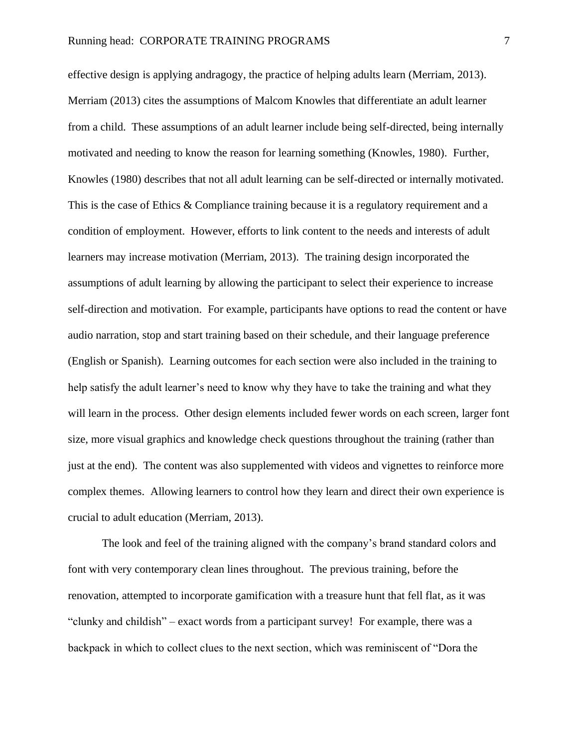effective design is applying andragogy, the practice of helping adults learn (Merriam, 2013). Merriam (2013) cites the assumptions of Malcom Knowles that differentiate an adult learner from a child. These assumptions of an adult learner include being self-directed, being internally motivated and needing to know the reason for learning something (Knowles, 1980). Further, Knowles (1980) describes that not all adult learning can be self-directed or internally motivated. This is the case of Ethics & Compliance training because it is a regulatory requirement and a condition of employment. However, efforts to link content to the needs and interests of adult learners may increase motivation (Merriam, 2013). The training design incorporated the assumptions of adult learning by allowing the participant to select their experience to increase self-direction and motivation. For example, participants have options to read the content or have audio narration, stop and start training based on their schedule, and their language preference (English or Spanish). Learning outcomes for each section were also included in the training to help satisfy the adult learner's need to know why they have to take the training and what they will learn in the process. Other design elements included fewer words on each screen, larger font size, more visual graphics and knowledge check questions throughout the training (rather than just at the end). The content was also supplemented with videos and vignettes to reinforce more complex themes. Allowing learners to control how they learn and direct their own experience is crucial to adult education (Merriam, 2013).

The look and feel of the training aligned with the company's brand standard colors and font with very contemporary clean lines throughout. The previous training, before the renovation, attempted to incorporate gamification with a treasure hunt that fell flat, as it was "clunky and childish" – exact words from a participant survey! For example, there was a backpack in which to collect clues to the next section, which was reminiscent of "Dora the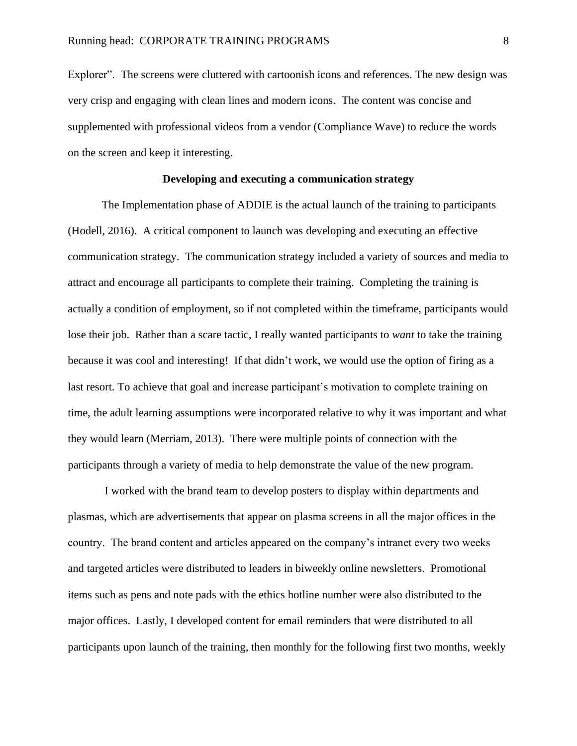Explorer". The screens were cluttered with cartoonish icons and references. The new design was very crisp and engaging with clean lines and modern icons. The content was concise and supplemented with professional videos from a vendor (Compliance Wave) to reduce the words on the screen and keep it interesting.

**Developing and executing a communication strategy**

The Implementation phase of ADDIE is the actual launch of the training to participants (Hodell, 2016). A critical component to launch was developing and executing an effective communication strategy. The communication strategy included a variety of sources and media to attract and encourage all participants to complete their training. Completing the training is actually a condition of employment, so if not completed within the timeframe, participants would lose their job. Rather than a scare tactic, I really wanted participants to *want* to take the training because it was cool and interesting! If that didn't work, we would use the option of firing as a last resort. To achieve that goal and increase participant's motivation to complete training on time, the adult learning assumptions were incorporated relative to why it was important and what they would learn (Merriam, 2013). There were multiple points of connection with the participants through a variety of media to help demonstrate the value of the new program.

I worked with the brand team to develop posters to display within departments and plasmas, which are advertisements that appear on plasma screens in all the major offices in the country. The brand content and articles appeared on the company's intranet every two weeks and targeted articles were distributed to leaders in biweekly online newsletters. Promotional items such as pens and note pads with the ethics hotline number were also distributed to the major offices. Lastly, I developed content for email reminders that were distributed to all participants upon launch of the training, then monthly for the following first two months, weekly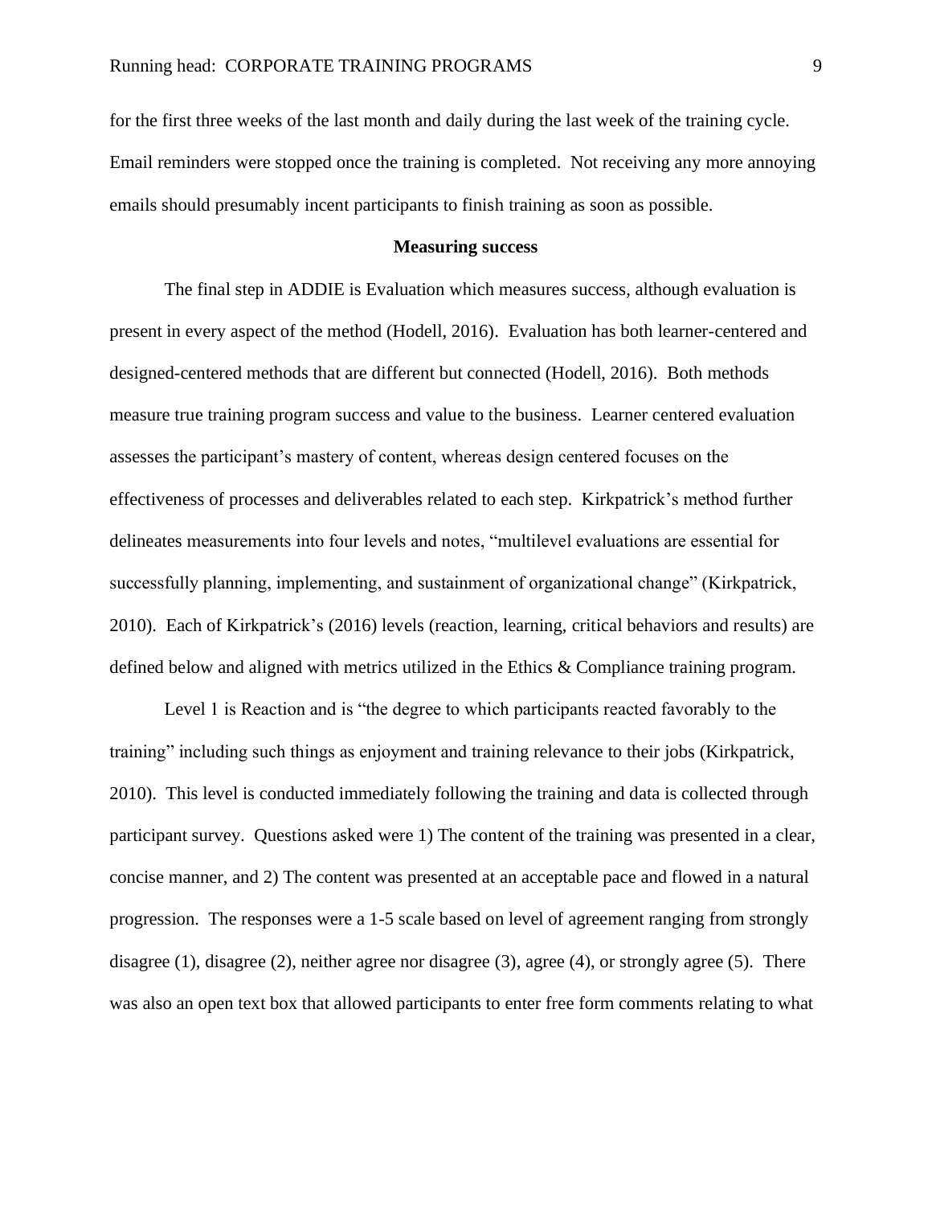for the first three weeks of the last month and daily during the last week of the training cycle. Email reminders were stopped once the training is completed. Not receiving any more annoying emails should presumably incent participants to finish training as soon as possible.

**Measuring success**

The final step in ADDIE is Evaluation which measures success, although evaluation is present in every aspect of the method (Hodell, 2016). Evaluation has both learner-centered and designed-centered methods that are different but connected (Hodell, 2016). Both methods measure true training program success and value to the business. Learner centered evaluation assesses the participant's mastery of content, whereas design centered focuses on the effectiveness of processes and deliverables related to each step. Kirkpatrick's method further delineates measurements into four levels and notes, "multilevel evaluations are essential for successfully planning, implementing, and sustainment of organizational change" (Kirkpatrick, 2010). Each of Kirkpatrick's (2016) levels (reaction, learning, critical behaviors and results) are defined below and aligned with metrics utilized in the Ethics & Compliance training program.

Level 1 is Reaction and is "the degree to which participants reacted favorably to the training" including such things as enjoyment and training relevance to their jobs (Kirkpatrick, 2010). This level is conducted immediately following the training and data is collected through participant survey. Questions asked were 1) The content of the training was presented in a clear, concise manner, and 2) The content was presented at an acceptable pace and flowed in a natural progression. The responses were a 1-5 scale based on level of agreement ranging from strongly disagree (1), disagree (2), neither agree nor disagree (3), agree (4), or strongly agree (5). There was also an open text box that allowed participants to enter free form comments relating to what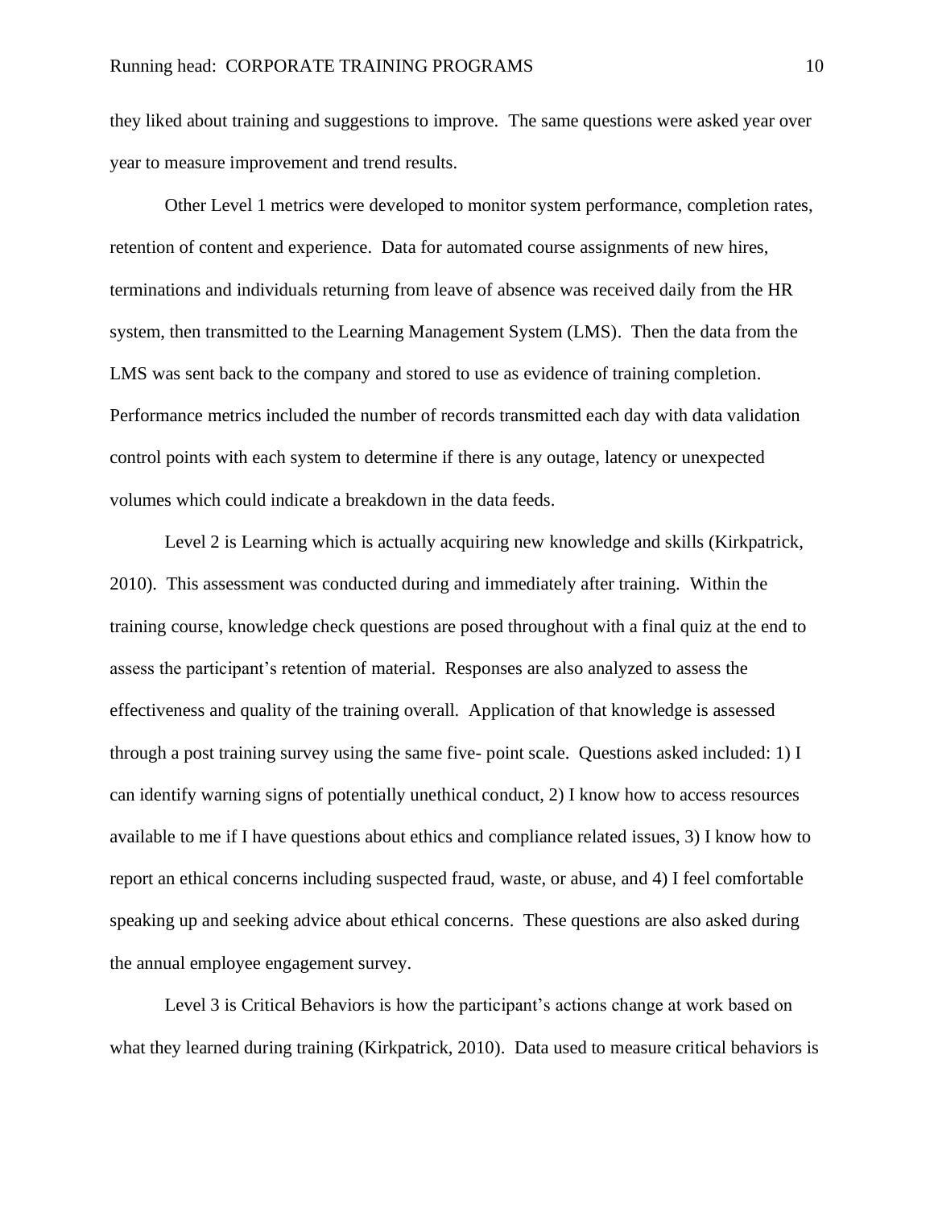they liked about training and suggestions to improve. The same questions were asked year over year to measure improvement and trend results.

Other Level 1 metrics were developed to monitor system performance, completion rates, retention of content and experience. Data for automated course assignments of new hires, terminations and individuals returning from leave of absence was received daily from the HR system, then transmitted to the Learning Management System (LMS). Then the data from the LMS was sent back to the company and stored to use as evidence of training completion. Performance metrics included the number of records transmitted each day with data validation control points with each system to determine if there is any outage, latency or unexpected volumes which could indicate a breakdown in the data feeds.

Level 2 is Learning which is actually acquiring new knowledge and skills (Kirkpatrick, 2010). This assessment was conducted during and immediately after training. Within the training course, knowledge check questions are posed throughout with a final quiz at the end to assess the participant's retention of material. Responses are also analyzed to assess the effectiveness and quality of the training overall. Application of that knowledge is assessed through a post training survey using the same five- point scale. Questions asked included: 1) I can identify warning signs of potentially unethical conduct, 2) I know how to access resources available to me if I have questions about ethics and compliance related issues, 3) I know how to report an ethical concerns including suspected fraud, waste, or abuse, and 4) I feel comfortable speaking up and seeking advice about ethical concerns. These questions are also asked during the annual employee engagement survey.

Level 3 is Critical Behaviors is how the participant's actions change at work based on what they learned during training (Kirkpatrick, 2010). Data used to measure critical behaviors is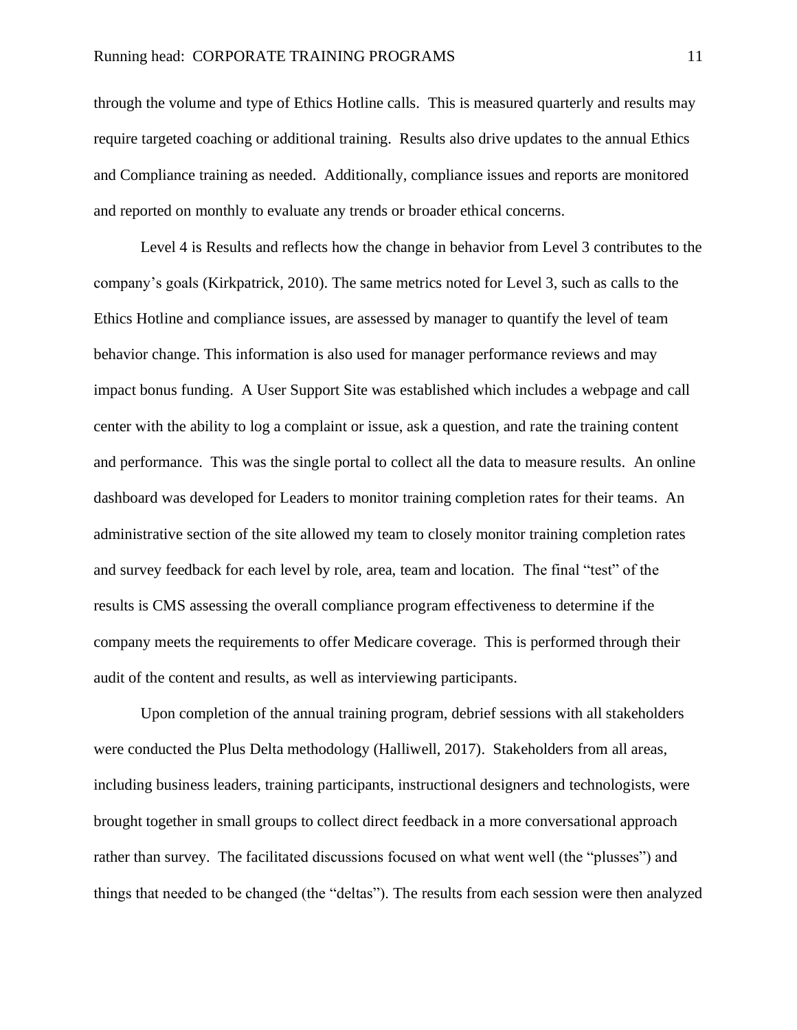through the volume and type of Ethics Hotline calls. This is measured quarterly and results may require targeted coaching or additional training. Results also drive updates to the annual Ethics and Compliance training as needed. Additionally, compliance issues and reports are monitored and reported on monthly to evaluate any trends or broader ethical concerns.

Level 4 is Results and reflects how the change in behavior from Level 3 contributes to the company's goals (Kirkpatrick, 2010). The same metrics noted for Level 3, such as calls to the Ethics Hotline and compliance issues, are assessed by manager to quantify the level of team behavior change. This information is also used for manager performance reviews and may impact bonus funding. A User Support Site was established which includes a webpage and call center with the ability to log a complaint or issue, ask a question, and rate the training content and performance. This was the single portal to collect all the data to measure results. An online dashboard was developed for Leaders to monitor training completion rates for their teams. An administrative section of the site allowed my team to closely monitor training completion rates and survey feedback for each level by role, area, team and location. The final "test" of the results is CMS assessing the overall compliance program effectiveness to determine if the company meets the requirements to offer Medicare coverage. This is performed through their audit of the content and results, as well as interviewing participants.

Upon completion of the annual training program, debrief sessions with all stakeholders were conducted the Plus Delta methodology (Halliwell, 2017). Stakeholders from all areas, including business leaders, training participants, instructional designers and technologists, were brought together in small groups to collect direct feedback in a more conversational approach rather than survey. The facilitated discussions focused on what went well (the "plusses") and things that needed to be changed (the "deltas"). The results from each session were then analyzed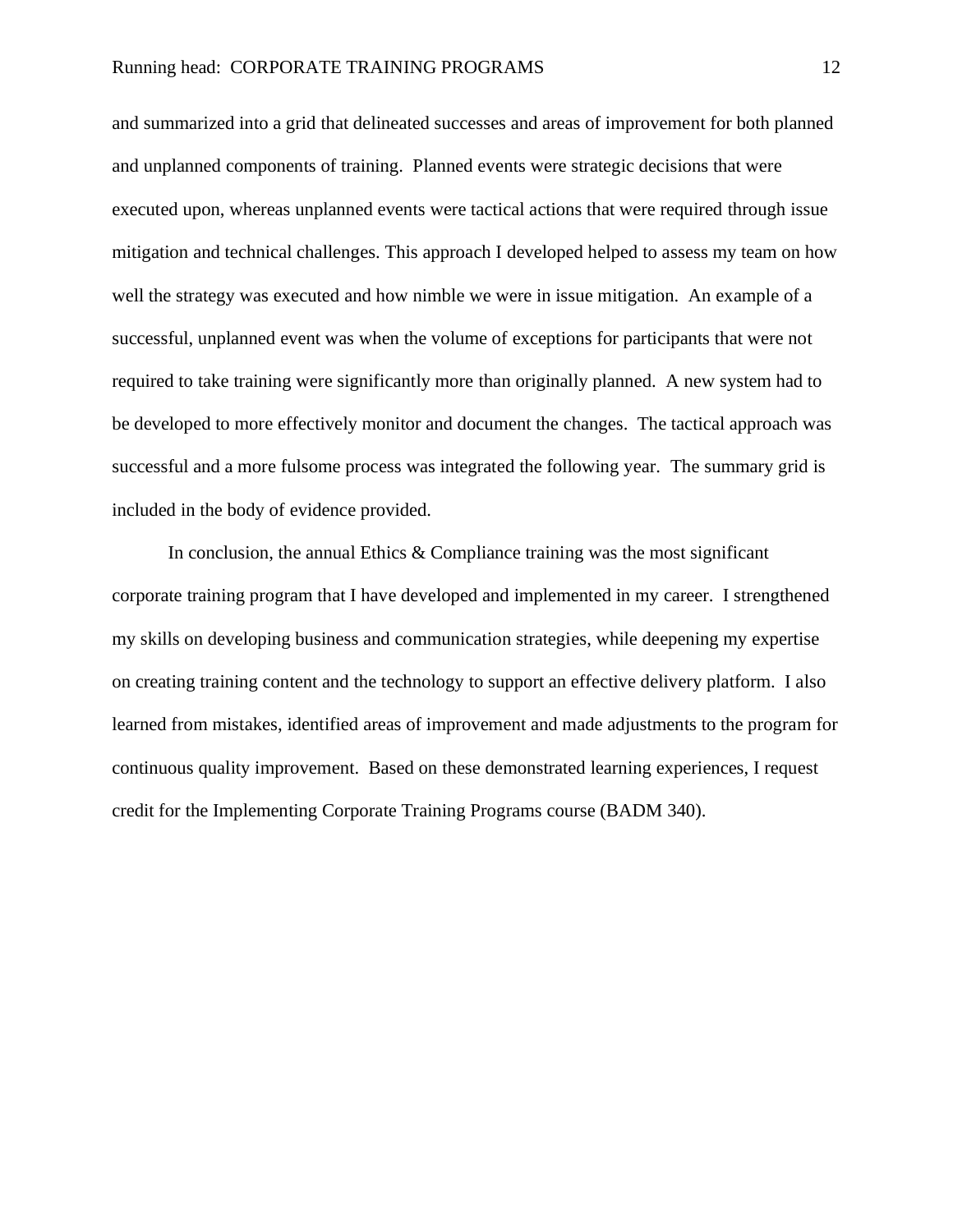and summarized into a grid that delineated successes and areas of improvement for both planned and unplanned components of training. Planned events were strategic decisions that were executed upon, whereas unplanned events were tactical actions that were required through issue mitigation and technical challenges. This approach I developed helped to assess my team on how well the strategy was executed and how nimble we were in issue mitigation. An example of a successful, unplanned event was when the volume of exceptions for participants that were not required to take training were significantly more than originally planned. A new system had to be developed to more effectively monitor and document the changes. The tactical approach was successful and a more fulsome process was integrated the following year. The summary grid is included in the body of evidence provided.

In conclusion, the annual Ethics & Compliance training was the most significant corporate training program that I have developed and implemented in my career. I strengthened my skills on developing business and communication strategies, while deepening my expertise on creating training content and the technology to support an effective delivery platform. I also learned from mistakes, identified areas of improvement and made adjustments to the program for continuous quality improvement. Based on these demonstrated learning experiences, I request credit for the Implementing Corporate Training Programs course (BADM 340).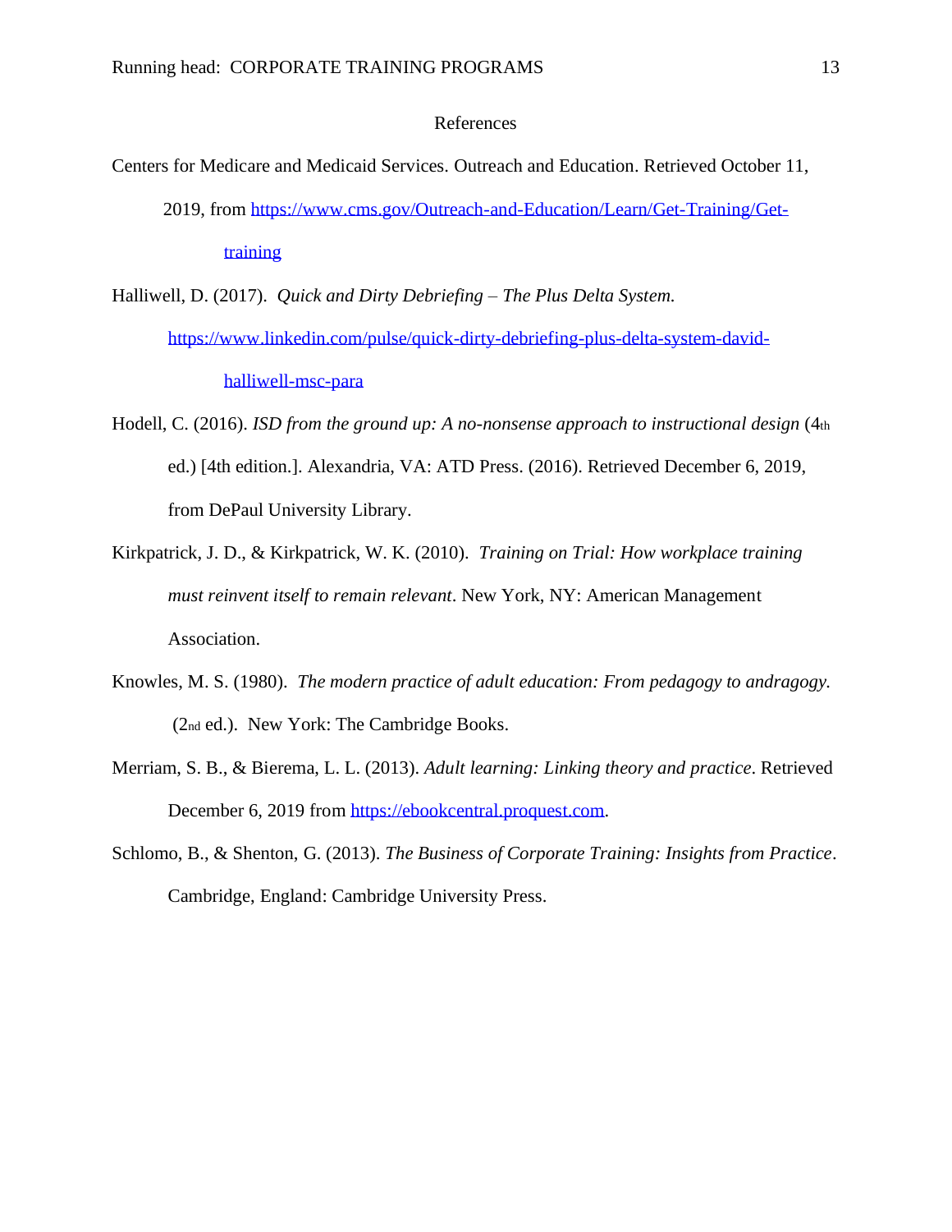# References

Centers for Medicare and Medicaid Services. Outreach and Education. Retrieved October 11, 2019, from https://www.cms.gov/Outreach-and-Education/Learn/Get-Training/Get-training

Halliwell, D. (2017). *Quick and Dirty Debriefing – The Plus Delta System.* https://www.linkedin.com/pulse/quick-dirty-debriefing-plus-delta-system-david-halliwell-msc-para

Hodell, C. (2016). *ISD from the ground up: A no-nonsense approach to instructional design* (4th ed.) [4th edition.]. Alexandria, VA: ATD Press. (2016). Retrieved December 6, 2019, from DePaul University Library.

Kirkpatrick, J. D., & Kirkpatrick, W. K. (2010). *Training on Trial: How workplace training must reinvent itself to remain relevant*. New York, NY: American Management Association.

Knowles, M. S. (1980). *The modern practice of adult education: From pedagogy to andragogy.* (2nd ed.). New York: The Cambridge Books.

Merriam, S. B., & Bierema, L. L. (2013). *Adult learning: Linking theory and practice*. Retrieved December 6, 2019 from https://ebookcentral.proquest.com.

Schlomo, B., & Shenton, G. (2013). *The Business of Corporate Training: Insights from Practice*. Cambridge, England: Cambridge University Press.